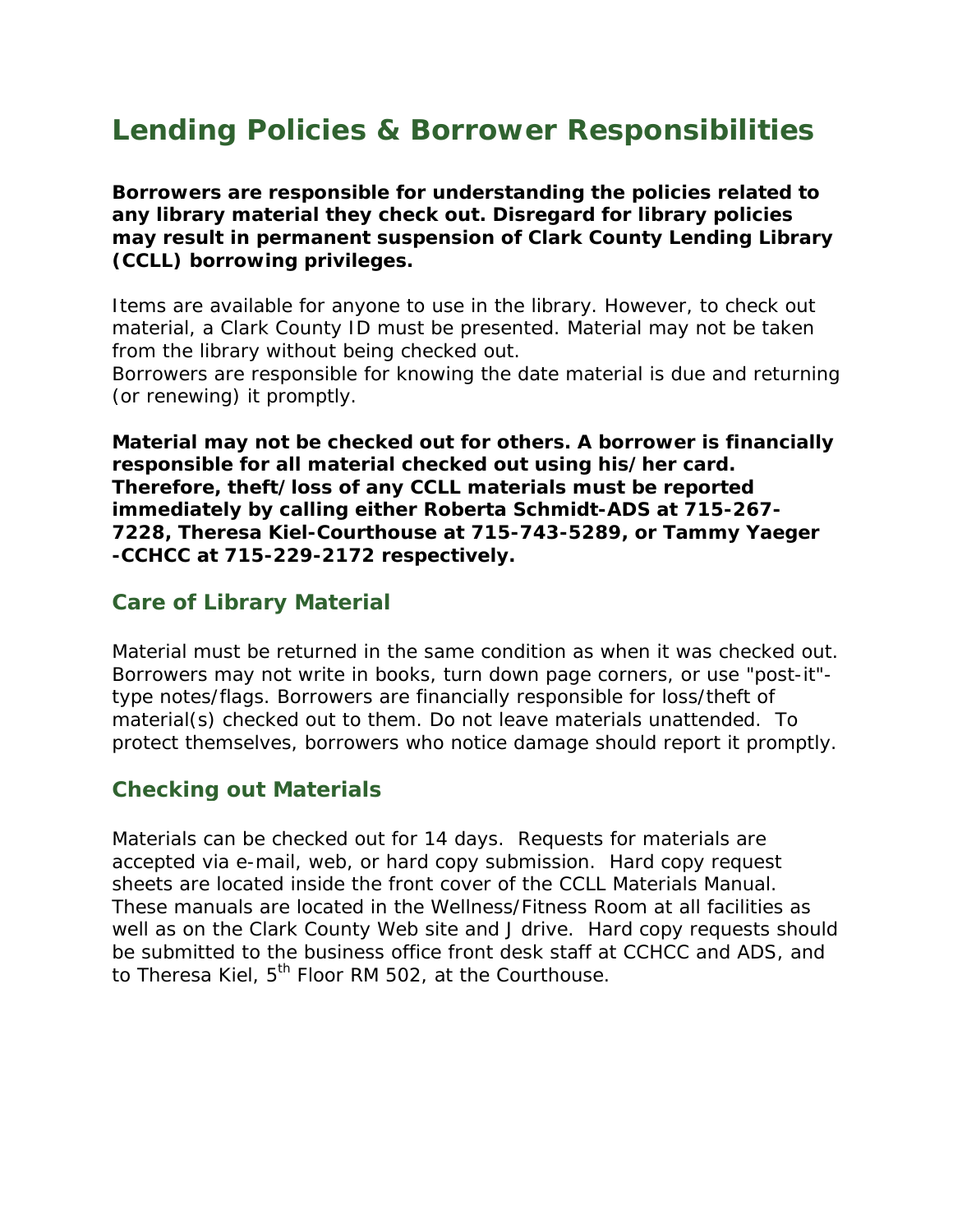# Lending Policies & Borrower Responsibilities

**Borrowers are responsible for understanding the policies related to any library material they check out. Disregard for library policies may result in permanent suspension of Clark County Lending Library (CCLL) borrowing privileges.**

Items are available for anyone to use in the library. However, to check out material, a Clark County ID must be presented. Material may not be taken from the library without being checked out.
Borrowers are responsible for knowing the date material is due and returning (or renewing) it promptly.

**Material may not be checked out for others. A borrower is financially responsible for all material checked out using his/her card. Therefore, theft/loss of any CCLL materials must be reported immediately by calling either Roberta Schmidt-ADS at 715-267-7228, Theresa Kiel-Courthouse at 715-743-5289, or Tammy Yaeger -CCHCC at 715-229-2172 respectively.**

## Care of Library Material

Material must be returned in the same condition as when it was checked out. Borrowers may not write in books, turn down page corners, or use "post-it"-type notes/flags. Borrowers are financially responsible for loss/theft of material(s) checked out to them. Do not leave materials unattended. To protect themselves, borrowers who notice damage should report it promptly.

## Checking out Materials

Materials can be checked out for 14 days. Requests for materials are accepted via e-mail, web, or hard copy submission. Hard copy request sheets are located inside the front cover of the CCLL Materials Manual. These manuals are located in the Wellness/Fitness Room at all facilities as well as on the Clark County Web site and J drive. Hard copy requests should be submitted to the business office front desk staff at CCHCC and ADS, and to Theresa Kiel, 5th Floor RM 502, at the Courthouse.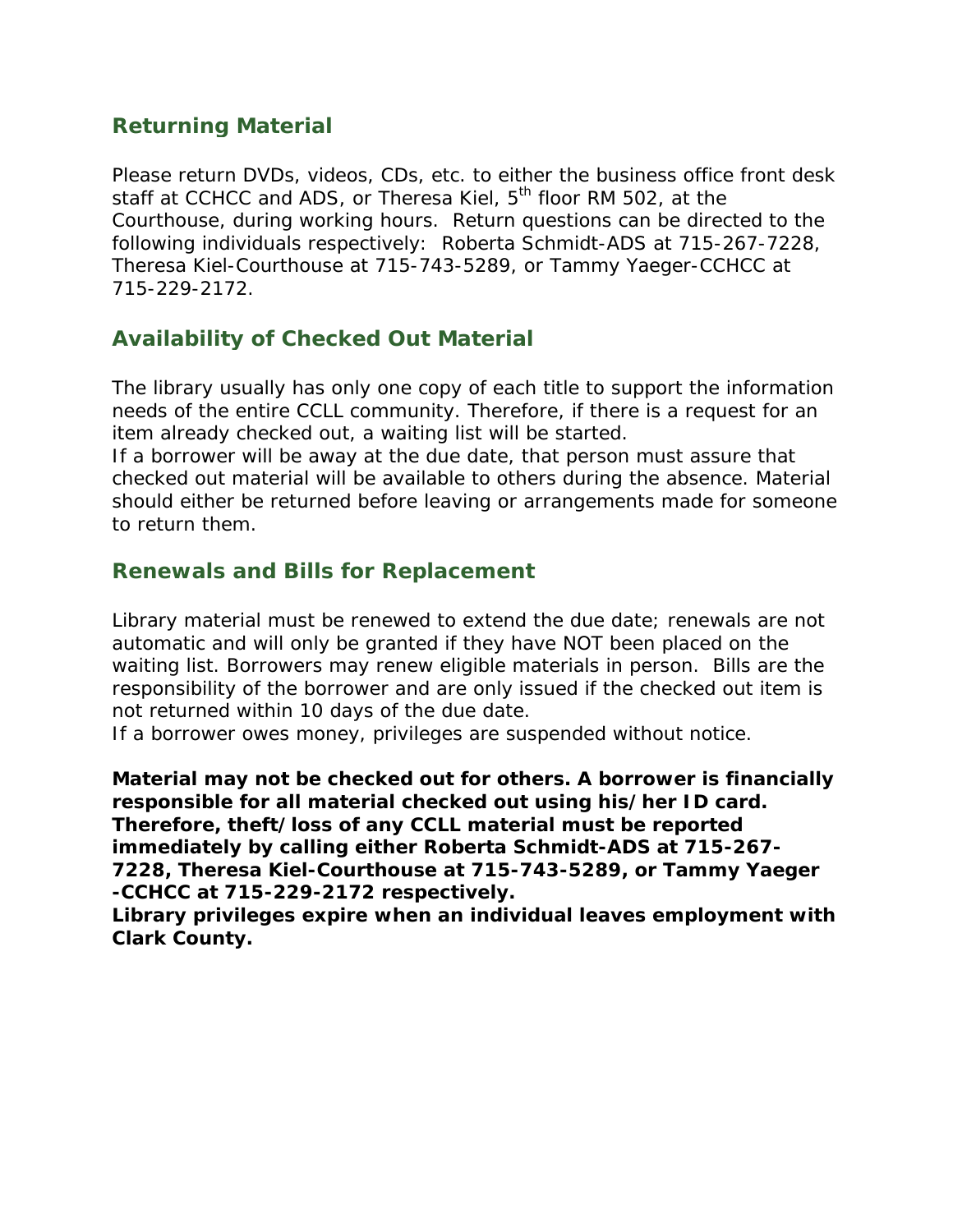## Returning Material

Please return DVDs, videos, CDs, etc. to either the business office front desk staff at CCHCC and ADS, or Theresa Kiel, 5th floor RM 502, at the Courthouse, during working hours. Return questions can be directed to the following individuals respectively: Roberta Schmidt-ADS at 715-267-7228, Theresa Kiel-Courthouse at 715-743-5289, or Tammy Yaeger-CCHCC at 715-229-2172.

## Availability of Checked Out Material

The library usually has only one copy of each title to support the information needs of the entire CCLL community. Therefore, if there is a request for an item already checked out, a waiting list will be started.
If a borrower will be away at the due date, that person must assure that checked out material will be available to others during the absence. Material should either be returned before leaving or arrangements made for someone to return them.

## Renewals and Bills for Replacement

Library material must be renewed to extend the due date; renewals are not automatic and will only be granted if they have NOT been placed on the waiting list. Borrowers may renew eligible materials in person. Bills are the responsibility of the borrower and are only issued if the checked out item is not returned within 10 days of the due date.
If a borrower owes money, privileges are suspended without notice.

**Material may not be checked out for others. A borrower is financially responsible for all material checked out using his/her ID card. Therefore, theft/loss of any CCLL material must be reported immediately by calling either Roberta Schmidt-ADS at 715-267-7228, Theresa Kiel-Courthouse at 715-743-5289, or Tammy Yaeger -CCHCC at 715-229-2172 respectively.**
**Library privileges expire when an individual leaves employment with Clark County.**